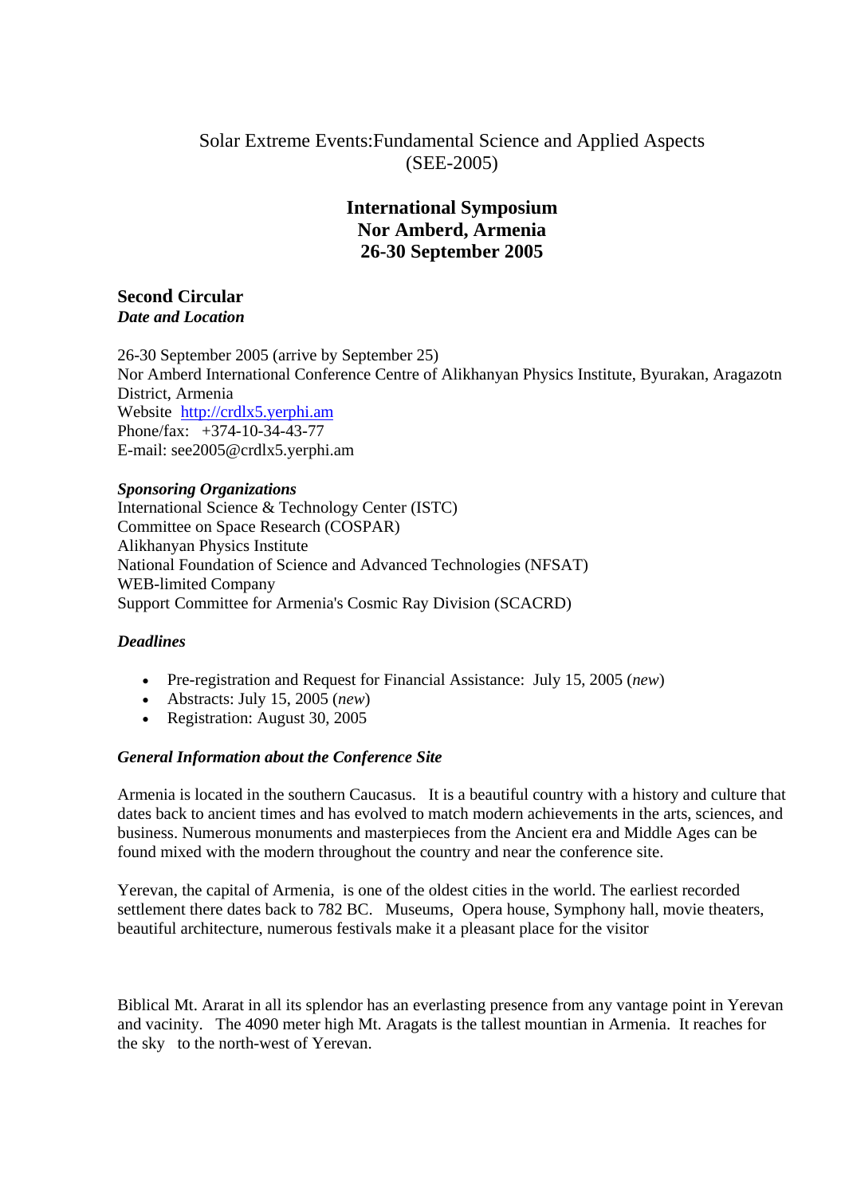Solar Extreme Events:Fundamental Science and Applied Aspects
(SEE-2005)

# International Symposium
# Nor Amberd, Armenia
# 26-30 September 2005

## Second Circular

***Date and Location***

26-30 September 2005 (arrive by September 25)
Nor Amberd International Conference Centre of Alikhanyan Physics Institute, Byurakan, Aragazotn District, Armenia
Website [http://crdlx5.yerphi.am](http://crdlx5.yerphi.am)
Phone/fax: +374-10-34-43-77
E-mail: see2005@crdlx5.yerphi.am

***Sponsoring Organizations***

International Science & Technology Center (ISTC)
Committee on Space Research (COSPAR)
Alikhanyan Physics Institute
National Foundation of Science and Advanced Technologies (NFSAT)
WEB-limited Company
Support Committee for Armenia's Cosmic Ray Division (SCACRD)

***Deadlines***

- Pre-registration and Request for Financial Assistance: July 15, 2005 (*new*)
- Abstracts: July 15, 2005 (*new*)
- Registration: August 30, 2005

***General Information about the Conference Site***

Armenia is located in the southern Caucasus. It is a beautiful country with a history and culture that dates back to ancient times and has evolved to match modern achievements in the arts, sciences, and business. Numerous monuments and masterpieces from the Ancient era and Middle Ages can be found mixed with the modern throughout the country and near the conference site.

Yerevan, the capital of Armenia, is one of the oldest cities in the world. The earliest recorded settlement there dates back to 782 BC. Museums, Opera house, Symphony hall, movie theaters, beautiful architecture, numerous festivals make it a pleasant place for the visitor

Biblical Mt. Ararat in all its splendor has an everlasting presence from any vantage point in Yerevan and vacinity. The 4090 meter high Mt. Aragats is the tallest mountian in Armenia. It reaches for the sky to the north-west of Yerevan.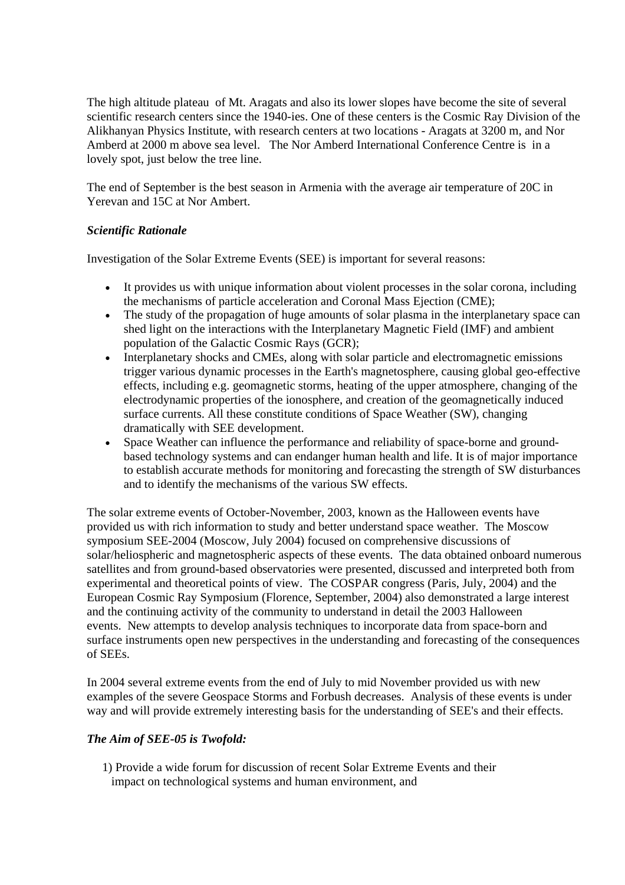The high altitude plateau of Mt. Aragats and also its lower slopes have become the site of several scientific research centers since the 1940-ies. One of these centers is the Cosmic Ray Division of the Alikhanyan Physics Institute, with research centers at two locations - Aragats at 3200 m, and Nor Amberd at 2000 m above sea level. The Nor Amberd International Conference Centre is in a lovely spot, just below the tree line.

The end of September is the best season in Armenia with the average air temperature of 20C in Yerevan and 15C at Nor Ambert.

***Scientific Rationale***

Investigation of the Solar Extreme Events (SEE) is important for several reasons:

- It provides us with unique information about violent processes in the solar corona, including the mechanisms of particle acceleration and Coronal Mass Ejection (CME);
- The study of the propagation of huge amounts of solar plasma in the interplanetary space can shed light on the interactions with the Interplanetary Magnetic Field (IMF) and ambient population of the Galactic Cosmic Rays (GCR);
- Interplanetary shocks and CMEs, along with solar particle and electromagnetic emissions trigger various dynamic processes in the Earth's magnetosphere, causing global geo-effective effects, including e.g. geomagnetic storms, heating of the upper atmosphere, changing of the electrodynamic properties of the ionosphere, and creation of the geomagnetically induced surface currents. All these constitute conditions of Space Weather (SW), changing dramatically with SEE development.
- Space Weather can influence the performance and reliability of space-borne and ground-based technology systems and can endanger human health and life. It is of major importance to establish accurate methods for monitoring and forecasting the strength of SW disturbances and to identify the mechanisms of the various SW effects.

The solar extreme events of October-November, 2003, known as the Halloween events have provided us with rich information to study and better understand space weather. The Moscow symposium SEE-2004 (Moscow, July 2004) focused on comprehensive discussions of solar/heliospheric and magnetospheric aspects of these events. The data obtained onboard numerous satellites and from ground-based observatories were presented, discussed and interpreted both from experimental and theoretical points of view. The COSPAR congress (Paris, July, 2004) and the European Cosmic Ray Symposium (Florence, September, 2004) also demonstrated a large interest and the continuing activity of the community to understand in detail the 2003 Halloween events. New attempts to develop analysis techniques to incorporate data from space-born and surface instruments open new perspectives in the understanding and forecasting of the consequences of SEEs.

In 2004 several extreme events from the end of July to mid November provided us with new examples of the severe Geospace Storms and Forbush decreases. Analysis of these events is under way and will provide extremely interesting basis for the understanding of SEE's and their effects.

***The Aim of SEE-05 is Twofold:***

1) Provide a wide forum for discussion of recent Solar Extreme Events and their impact on technological systems and human environment, and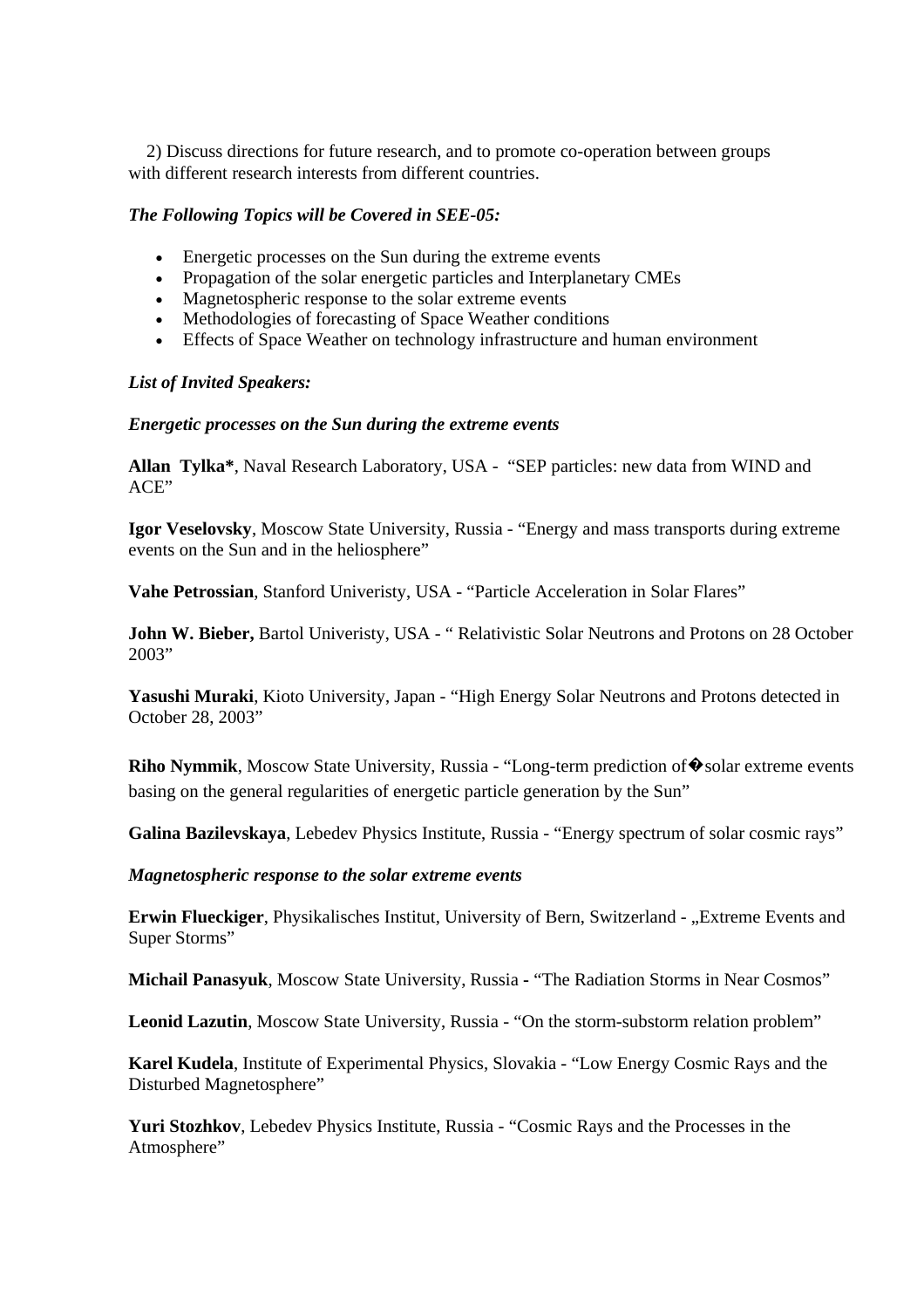2) Discuss directions for future research, and to promote co-operation between groups with different research interests from different countries.

***The Following Topics will be Covered in SEE-05:***

- Energetic processes on the Sun during the extreme events
- Propagation of the solar energetic particles and Interplanetary CMEs
- Magnetospheric response to the solar extreme events
- Methodologies of forecasting of Space Weather conditions
- Effects of Space Weather on technology infrastructure and human environment

***List of Invited Speakers:***

***Energetic processes on the Sun during the extreme events***

**Allan Tylka***, Naval Research Laboratory, USA - "SEP particles: new data from WIND and ACE"

**Igor Veselovsky**, Moscow State University, Russia - "Energy and mass transports during extreme events on the Sun and in the heliosphere"

**Vahe Petrossian**, Stanford Univeristy, USA - "Particle Acceleration in Solar Flares"

**John W. Bieber,** Bartol Univeristy, USA - " Relativistic Solar Neutrons and Protons on 28 October 2003"

**Yasushi Muraki**, Kioto University, Japan - "High Energy Solar Neutrons and Protons detected in October 28, 2003"

**Riho Nymmik**, Moscow State University, Russia - "Long-term prediction of�solar extreme events basing on the general regularities of energetic particle generation by the Sun"

**Galina Bazilevskaya**, Lebedev Physics Institute, Russia - "Energy spectrum of solar cosmic rays"

***Magnetospheric response to the solar extreme events***

**Erwin Flueckiger**, Physikalisches Institut, University of Bern, Switzerland - „Extreme Events and Super Storms"

**Michail Panasyuk**, Moscow State University, Russia - "The Radiation Storms in Near Cosmos"

**Leonid Lazutin**, Moscow State University, Russia - "On the storm-substorm relation problem"

**Karel Kudela**, Institute of Experimental Physics, Slovakia - "Low Energy Cosmic Rays and the Disturbed Magnetosphere"

**Yuri Stozhkov**, Lebedev Physics Institute, Russia - "Cosmic Rays and the Processes in the Atmosphere"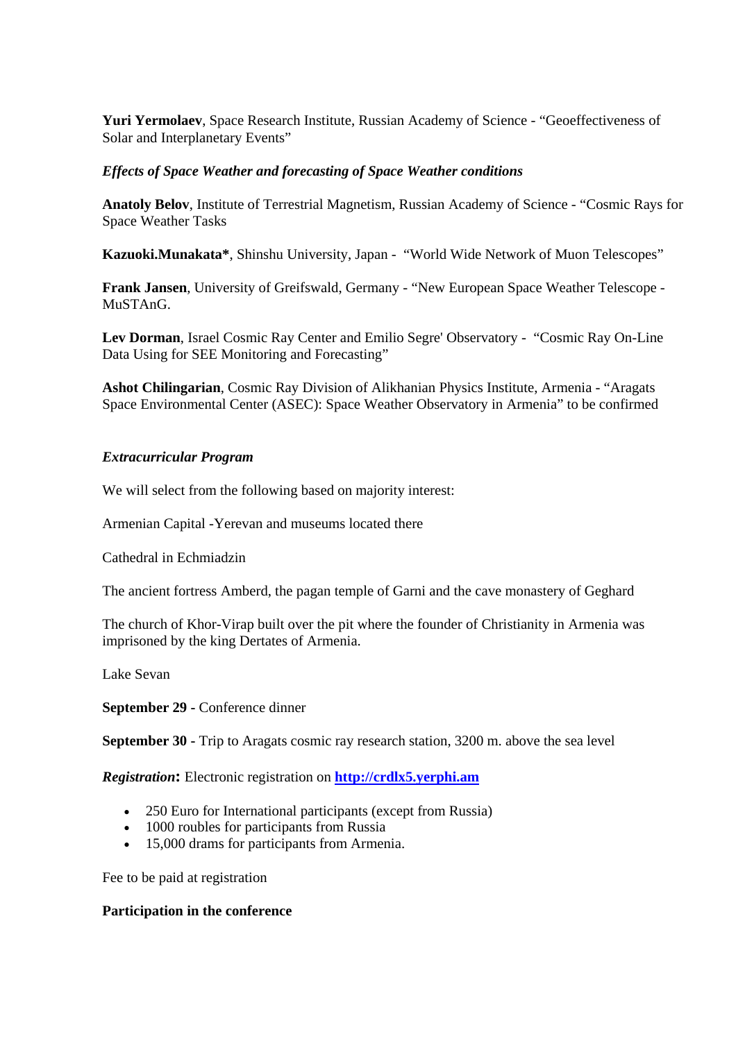**Yuri Yermolaev**, Space Research Institute, Russian Academy of Science - "Geoeffectiveness of Solar and Interplanetary Events"

***Effects of Space Weather and forecasting of Space Weather conditions***

**Anatoly Belov**, Institute of Terrestrial Magnetism, Russian Academy of Science - "Cosmic Rays for Space Weather Tasks

**Kazuoki.Munakata***, Shinshu University, Japan - "World Wide Network of Muon Telescopes"

**Frank Jansen**, University of Greifswald, Germany - "New European Space Weather Telescope - MuSTAnG.

**Lev Dorman**, Israel Cosmic Ray Center and Emilio Segre' Observatory - "Cosmic Ray On-Line Data Using for SEE Monitoring and Forecasting"

**Ashot Chilingarian**, Cosmic Ray Division of Alikhanian Physics Institute, Armenia - "Aragats Space Environmental Center (ASEC): Space Weather Observatory in Armenia" to be confirmed

***Extracurricular Program***

We will select from the following based on majority interest:

Armenian Capital -Yerevan and museums located there

Cathedral in Echmiadzin

The ancient fortress Amberd, the pagan temple of Garni and the cave monastery of Geghard

The church of Khor-Virap built over the pit where the founder of Christianity in Armenia was imprisoned by the king Dertates of Armenia.

Lake Sevan

**September 29 -** Conference dinner

**September 30 -** Trip to Aragats cosmic ray research station, 3200 m. above the sea level

***Registration*:** Electronic registration on **http://crdlx5.yerphi.am**

- 250 Euro for International participants (except from Russia)
- 1000 roubles for participants from Russia
- 15,000 drams for participants from Armenia.

Fee to be paid at registration

**Participation in the conference**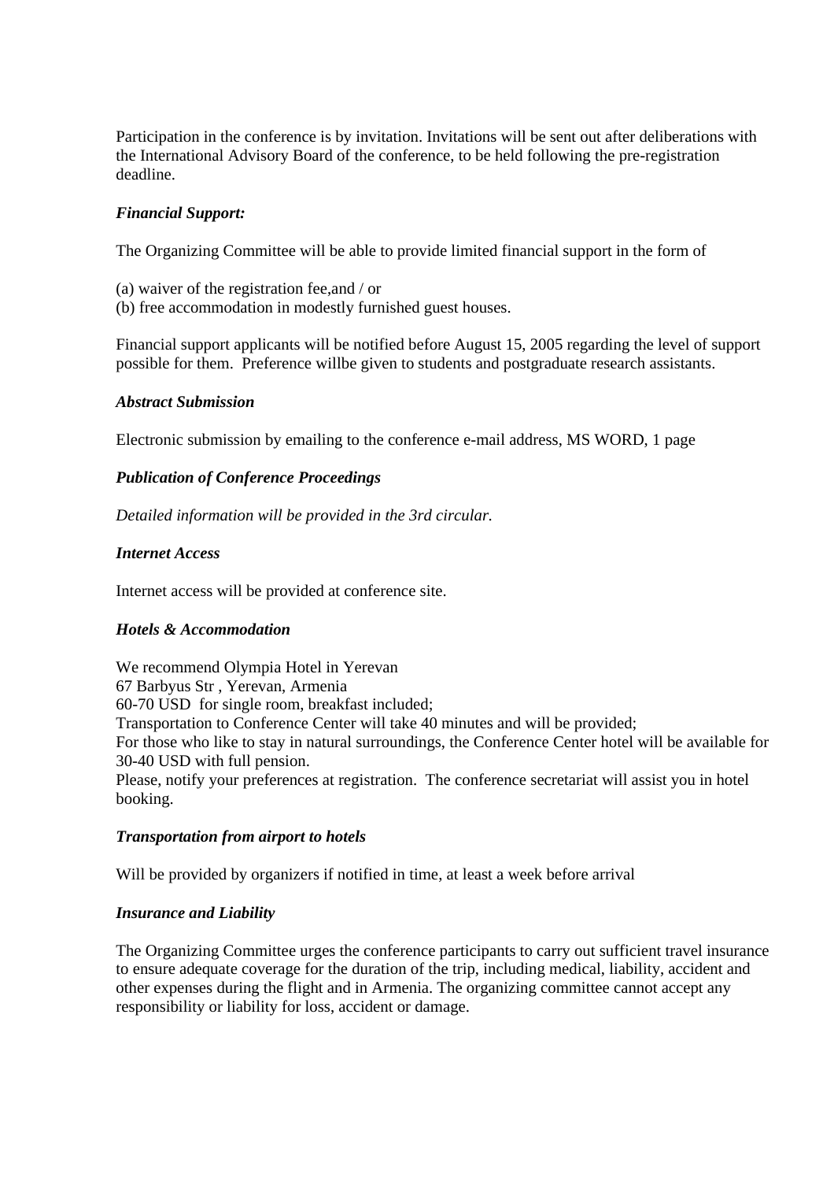Participation in the conference is by invitation. Invitations will be sent out after deliberations with the International Advisory Board of the conference, to be held following the pre-registration deadline.

***Financial Support:***

The Organizing Committee will be able to provide limited financial support in the form of

(a) waiver of the registration fee,and / or
(b) free accommodation in modestly furnished guest houses.

Financial support applicants will be notified before August 15, 2005 regarding the level of support possible for them. Preference willbe given to students and postgraduate research assistants.

***Abstract Submission***

Electronic submission by emailing to the conference e-mail address, MS WORD, 1 page

***Publication of Conference Proceedings***

*Detailed information will be provided in the 3rd circular.*

***Internet Access***

Internet access will be provided at conference site.

***Hotels & Accommodation***

We recommend Olympia Hotel in Yerevan
67 Barbyus Str , Yerevan, Armenia
60-70 USD for single room, breakfast included;
Transportation to Conference Center will take 40 minutes and will be provided;
For those who like to stay in natural surroundings, the Conference Center hotel will be available for 30-40 USD with full pension.
Please, notify your preferences at registration. The conference secretariat will assist you in hotel booking.

***Transportation from airport to hotels***

Will be provided by organizers if notified in time, at least a week before arrival

***Insurance and Liability***

The Organizing Committee urges the conference participants to carry out sufficient travel insurance to ensure adequate coverage for the duration of the trip, including medical, liability, accident and other expenses during the flight and in Armenia. The organizing committee cannot accept any responsibility or liability for loss, accident or damage.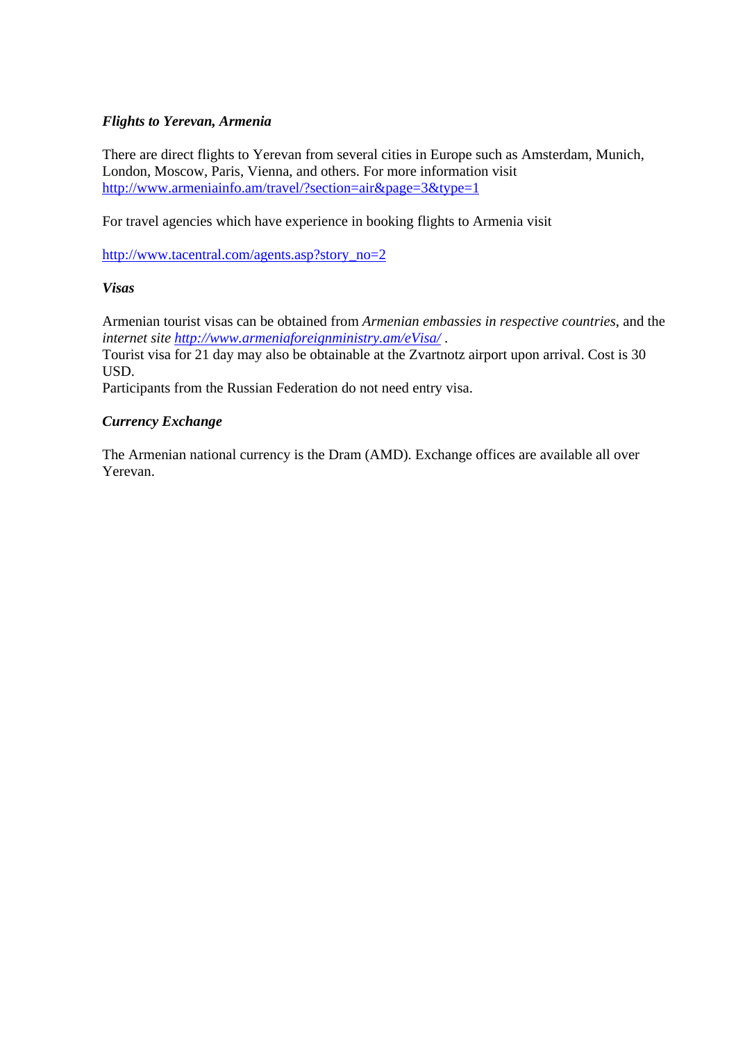***Flights to Yerevan, Armenia***

There are direct flights to Yerevan from several cities in Europe such as Amsterdam, Munich, London, Moscow, Paris, Vienna, and others. For more information visit http://www.armeniainfo.am/travel/?section=air&page=3&type=1

For travel agencies which have experience in booking flights to Armenia visit

http://www.tacentral.com/agents.asp?story_no=2

***Visas***

Armenian tourist visas can be obtained from *Armenian embassies in respective countries*, and the *internet site http://www.armeniaforeignministry.am/eVisa/* .
Tourist visa for 21 day may also be obtainable at the Zvartnotz airport upon arrival. Cost is 30 USD.
Participants from the Russian Federation do not need entry visa.

***Currency Exchange***

The Armenian national currency is the Dram (AMD). Exchange offices are available all over Yerevan.